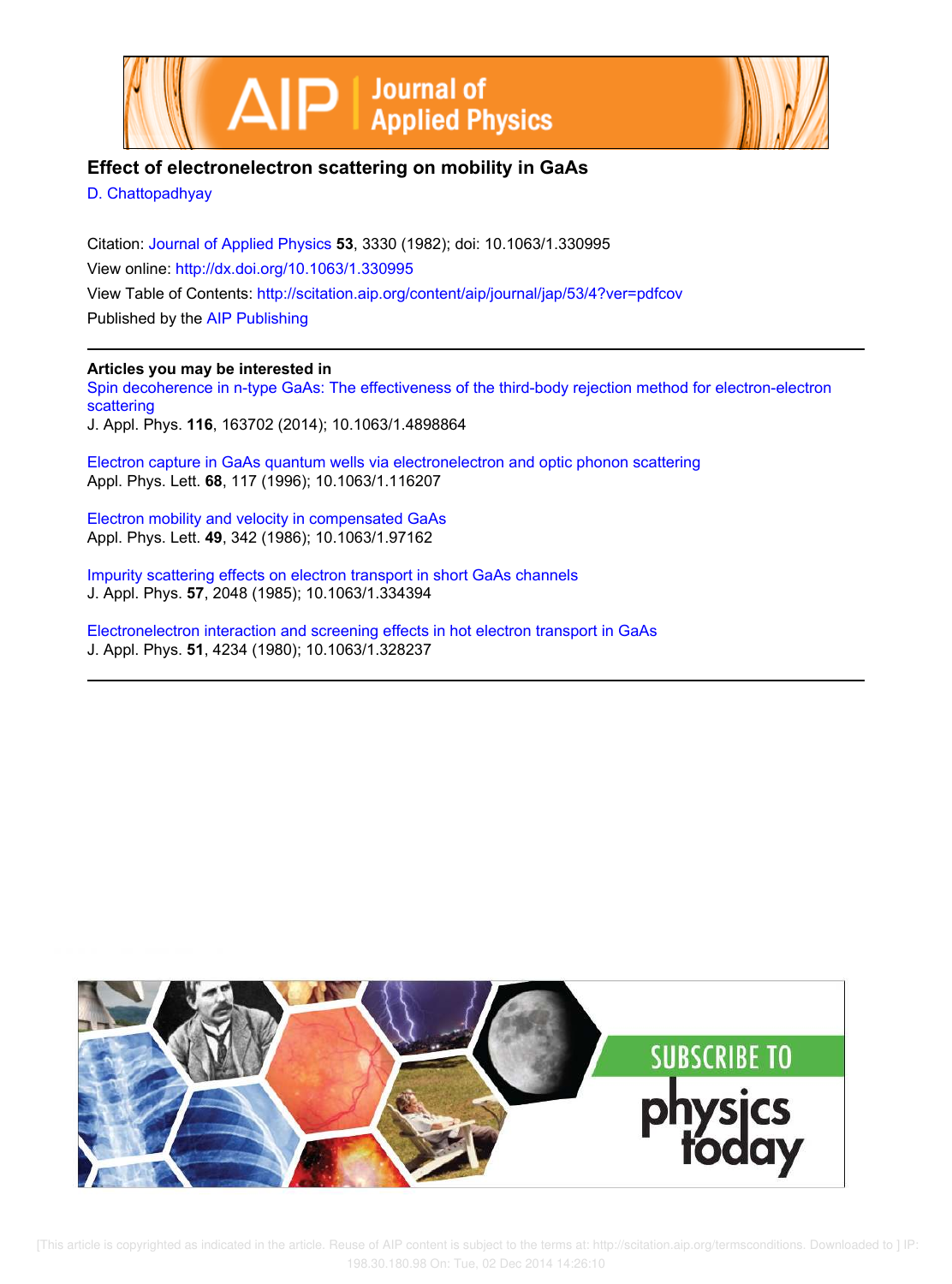# Effect of electronelectron scattering on mobility in GaAs

D. Chattopadhyay

Citation: Journal of Applied Physics **53**, 3330 (1982); doi: 10.1063/1.330995

View online: http://dx.doi.org/10.1063/1.330995

View Table of Contents: http://scitation.aip.org/content/aip/journal/jap/53/4?ver=pdfcov

Published by the AIP Publishing

---

**Articles you may be interested in**

Spin decoherence in n-type GaAs: The effectiveness of the third-body rejection method for electron-electron scattering
J. Appl. Phys. **116**, 163702 (2014); 10.1063/1.4898864

Electron capture in GaAs quantum wells via electronelectron and optic phonon scattering
Appl. Phys. Lett. **68**, 117 (1996); 10.1063/1.116207

Electron mobility and velocity in compensated GaAs
Appl. Phys. Lett. **49**, 342 (1986); 10.1063/1.97162

Impurity scattering effects on electron transport in short GaAs channels
J. Appl. Phys. **57**, 2048 (1985); 10.1063/1.334394

Electronelectron interaction and screening effects in hot electron transport in GaAs
J. Appl. Phys. **51**, 4234 (1980); 10.1063/1.328237

---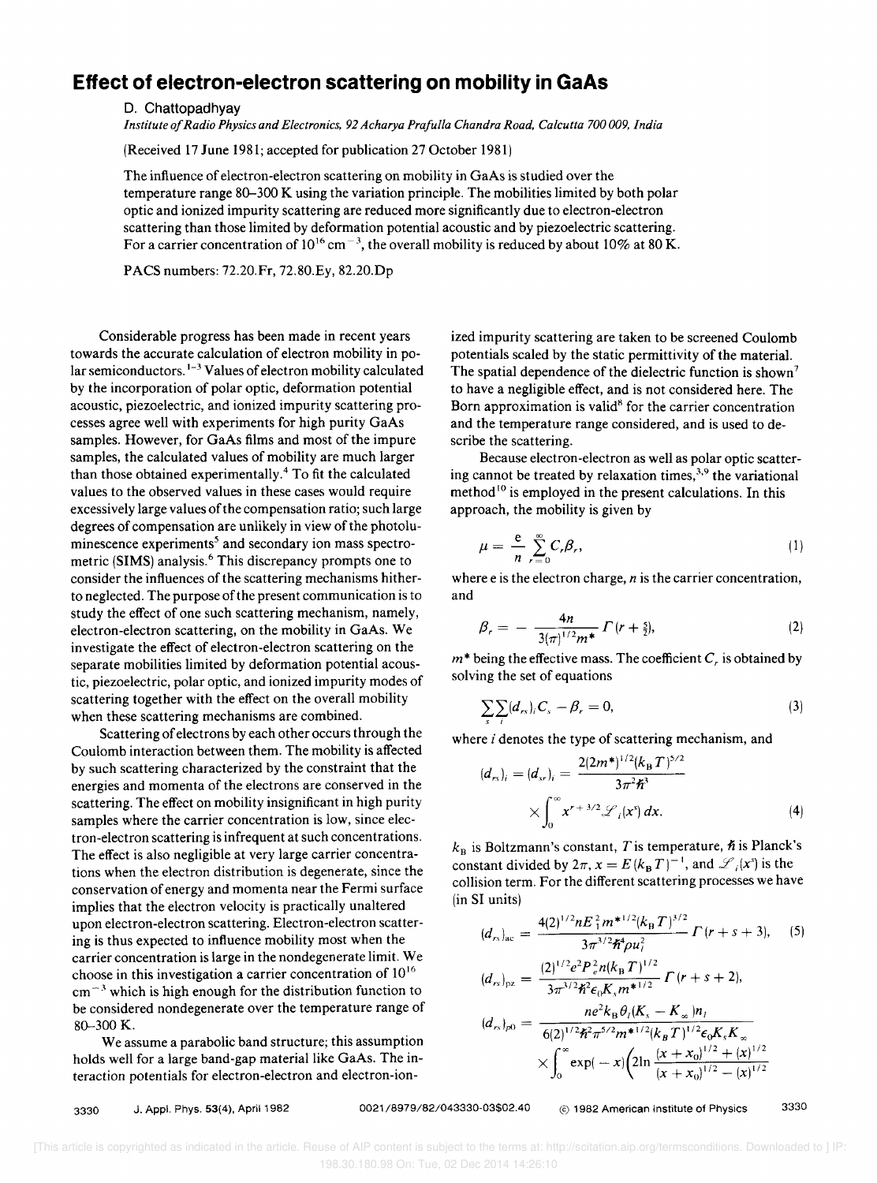# Effect of electron-electron scattering on mobility in GaAs

D. Chattopadhyay

*Institute of Radio Physics and Electronics, 92 Acharya Prafulla Chandra Road, Calcutta 700 009, India*

(Received 17 June 1981; accepted for publication 27 October 1981)

The influence of electron-electron scattering on mobility in GaAs is studied over the temperature range 80–300 K using the variation principle. The mobilities limited by both polar optic and ionized impurity scattering are reduced more significantly due to electron-electron scattering than those limited by deformation potential acoustic and by piezoelectric scattering. For a carrier concentration of $10^{16}$ cm$^{-3}$, the overall mobility is reduced by about 10% at 80 K.

PACS numbers: 72.20.Fr, 72.80.Ey, 82.20.Dp

Considerable progress has been made in recent years towards the accurate calculation of electron mobility in polar semiconductors.[1–3] Values of electron mobility calculated by the incorporation of polar optic, deformation potential acoustic, piezoelectric, and ionized impurity scattering processes agree well with experiments for high purity GaAs samples. However, for GaAs films and most of the impure samples, the calculated values of mobility are much larger than those obtained experimentally.[4] To fit the calculated values to the observed values in these cases would require excessively large values of the compensation ratio; such large degrees of compensation are unlikely in view of the photoluminescence experiments[5] and secondary ion mass spectrometric (SIMS) analysis.[6] This discrepancy prompts one to consider the influences of the scattering mechanisms hitherto neglected. The purpose of the present communication is to study the effect of one such scattering mechanism, namely, electron-electron scattering, on the mobility in GaAs. We investigate the effect of electron-electron scattering on the separate mobilities limited by deformation potential acoustic, piezoelectric, polar optic, and ionized impurity modes of scattering together with the effect on the overall mobility when these scattering mechanisms are combined.

Scattering of electrons by each other occurs through the Coulomb interaction between them. The mobility is affected by such scattering characterized by the constraint that the energies and momenta of the electrons are conserved in the scattering. The effect on mobility insignificant in high purity samples where the carrier concentration is low, since electron-electron scattering is infrequent at such concentrations. The effect is also negligible at very large carrier concentrations when the electron distribution is degenerate, since the conservation of energy and momenta near the Fermi surface implies that the electron velocity is practically unaltered upon electron-electron scattering. Electron-electron scattering is thus expected to influence mobility most when the carrier concentration is large in the nondegenerate limit. We choose in this investigation a carrier concentration of $10^{16}$ cm$^{-3}$ which is high enough for the distribution function to be considered nondegenerate over the temperature range of 80–300 K.

We assume a parabolic band structure; this assumption holds well for a large band-gap material like GaAs. The interaction potentials for electron-electron and electron-ionized impurity scattering are taken to be screened Coulomb potentials scaled by the static permittivity of the material. The spatial dependence of the dielectric function is shown[7] to have a negligible effect, and is not considered here. The Born approximation is valid[8] for the carrier concentration and the temperature range considered, and is used to describe the scattering.

Because electron-electron as well as polar optic scattering cannot be treated by relaxation times,[3,9] the variational method[10] is employed in the present calculations. In this approach, the mobility is given by

$$\mu = \frac{e}{n} \sum_{r=0}^{\infty} C_r \beta_r, \tag{1}$$

where e is the electron charge, $n$ is the carrier concentration, and

$$\beta_r = -\frac{4n}{3(\pi)^{1/2} m^*} \Gamma(r + \tfrac{5}{2}), \tag{2}$$

$m^*$ being the effective mass. The coefficient $C_r$ is obtained by solving the set of equations

$$\sum_s \sum_i (d_{rs})_i C_s - \beta_r = 0, \tag{3}$$

where $i$ denotes the type of scattering mechanism, and

$$(d_{rs})_i = (d_{sr})_i = \frac{2(2m^*)^{1/2}(k_B T)^{5/2}}{3\pi^2 \hbar^3} \times \int_0^\infty x^{r+3/2} \mathscr{L}_i(x^s)\, dx. \tag{4}$$

$k_B$ is Boltzmann's constant, $T$ is temperature, $\hbar$ is Planck's constant divided by $2\pi$, $x = E(k_B T)^{-1}$, and $\mathscr{L}_i(x^s)$ is the collision term. For the different scattering processes we have (in SI units)

$$(d_{rs})_{ac} = \frac{4(2)^{1/2} n E_1^2 m^{*1/2} (k_B T)^{3/2}}{3\pi^{3/2} \hbar^4 \rho u_l^2} \Gamma(r + s + 3), \tag{5}$$

$$(d_{rs})_{pz} = \frac{(2)^{1/2} e^2 P_e^2 n (k_B T)^{1/2}}{3\pi^{3/2} \hbar^2 \epsilon_0 K_s m^{*1/2}} \Gamma(r + s + 2),$$

$$(d_{rs})_{p0} = \frac{n e^2 k_B \theta_l (K_s - K_\infty) n_l}{6(2)^{1/2} \hbar^2 \pi^{5/2} m^{*1/2} (k_B T)^{1/2} \epsilon_0 K_s K_\infty} \times \int_0^\infty \exp(-x) \Big( 2 \ln \frac{(x + x_0)^{1/2} + (x)^{1/2}}{(x + x_0)^{1/2} - (x)^{1/2}}$$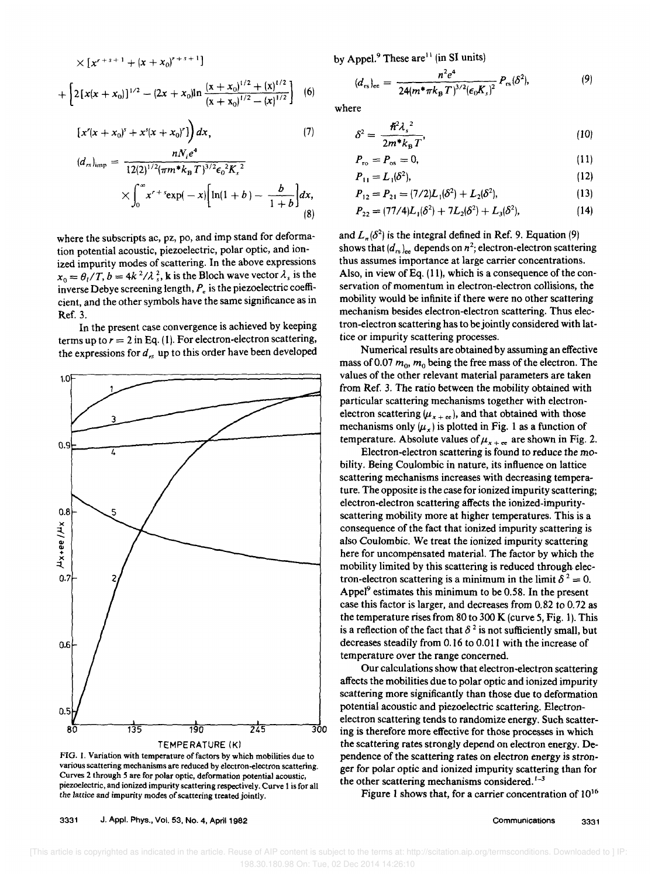$$\times [x^{r+s+1} + (x+x_0)^{r+s+1}]$$

$$+ \left[2[x(x+x_0)]^{1/2} - (2x+x_0)\ln\frac{(x+x_0)^{1/2}+(x)^{1/2}}{(x+x_0)^{1/2}-(x)^{1/2}}\right] \quad (6)$$

$$[x^r(x+x_0)^s + x^s(x+x_0)^r]\Big)\,dx, \quad (7)$$

$$(d_{rs})_{\rm imp} = \frac{nN_i e^4}{12(2)^{1/2}(\pi m^* k_B T)^{3/2}\epsilon_0^2 K_s^2} \times \int_0^\infty x^{r+s}\exp(-x)\left[\ln(1+b) - \frac{b}{1+b}\right]dx, \quad (8)$$

where the subscripts ac, pz, po, and imp stand for deformation potential acoustic, piezoelectric, polar optic, and ionized impurity modes of scattering. In the above expressions $x_0 = \theta_l/T$, $b = 4k^2/\lambda_s^2$, **k** is the Bloch wave vector $\lambda_s$ is the inverse Debye screening length, $P_e$ is the piezoelectric coefficient, and the other symbols have the same significance as in Ref. 3.

In the present case convergence is achieved by keeping terms up to $r = 2$ in Eq. (1). For electron-electron scattering, the expressions for $d_{rs}$ up to this order have been developed by Appel.[9] These are[11] (in SI units)

$$(d_{rs})_{ee} = \frac{n^2 e^4}{24(m^*\pi k_B T)^{3/2}(\epsilon_0 K_s)^2} P_{rs}(\delta^2), \quad (9)$$

where

$$\delta^2 = \frac{\hbar^2 \lambda_s^2}{2m^* k_B T}, \quad (10)$$

$$P_{ro} = P_{os} = 0, \quad (11)$$

$$P_{11} = L_1(\delta^2), \quad (12)$$

$$P_{12} = P_{21} = (7/2)L_1(\delta^2) + L_2(\delta^2), \quad (13)$$

$$P_{22} = (77/4)L_1(\delta^2) + 7L_2(\delta^2) + L_3(\delta^2), \quad (14)$$

and $L_n(\delta^2)$ is the integral defined in Ref. 9. Equation (9) shows that $(d_{rs})_{ee}$ depends on $n^2$; electron-electron scattering thus assumes importance at large carrier concentrations. Also, in view of Eq. (11), which is a consequence of the conservation of momentum in electron-electron collisions, the mobility would be infinite if there were no other scattering mechanism besides electron-electron scattering. Thus electron-electron scattering has to be jointly considered with lattice or impurity scattering processes.

Numerical results are obtained by assuming an effective mass of $0.07\, m_0$, $m_0$ being the free mass of the electron. The values of the other relevant material parameters are taken from Ref. 3. The ratio between the mobility obtained with particular scattering mechanisms together with electron-electron scattering ($\mu_{x+ee}$), and that obtained with those mechanisms only ($\mu_x$) is plotted in Fig. 1 as a function of temperature. Absolute values of $\mu_{x+ee}$ are shown in Fig. 2.

Electron-electron scattering is found to reduce the mobility. Being Coulombic in nature, its influence on lattice scattering mechanisms increases with decreasing temperature. The opposite is the case for ionized impurity scattering; electron-electron scattering affects the ionized-impurity-scattering mobility more at higher temperatures. This is a consequence of the fact that ionized impurity scattering is also Coulombic. We treat the ionized impurity scattering here for uncompensated material. The factor by which the mobility limited by this scattering is reduced through electron-electron scattering is a minimum in the limit $\delta^2 = 0$. Appel[9] estimates this minimum to be 0.58. In the present case this factor is larger, and decreases from 0.82 to 0.72 as the temperature rises from 80 to 300 K (curve 5, Fig. 1). This is a reflection of the fact that $\delta^2$ is not sufficiently small, but decreases steadily from 0.16 to 0.011 with the increase of temperature over the range concerned.

Our calculations show that electron-electron scattering affects the mobilities due to polar optic and ionized impurity scattering more significantly than those due to deformation potential acoustic and piezoelectric scattering. Electron-electron scattering tends to randomize energy. Such scattering is therefore more effective for those processes in which the scattering rates strongly depend on electron energy. Dependence of the scattering rates on electron energy is stronger for polar optic and ionized impurity scattering than for the other scattering mechanisms considered.[1-3]

FIG. 1. Variation with temperature of factors by which mobilities due to various scattering mechanisms are reduced by electron-electron scattering. Curves 2 through 5 are for polar optic, deformation potential acoustic, piezoelectric, and ionized impurity scattering respectively. Curve 1 is for all the lattice and impurity modes of scattering treated jointly.

Figure 1 shows that, for a carrier concentration of $10^{16}$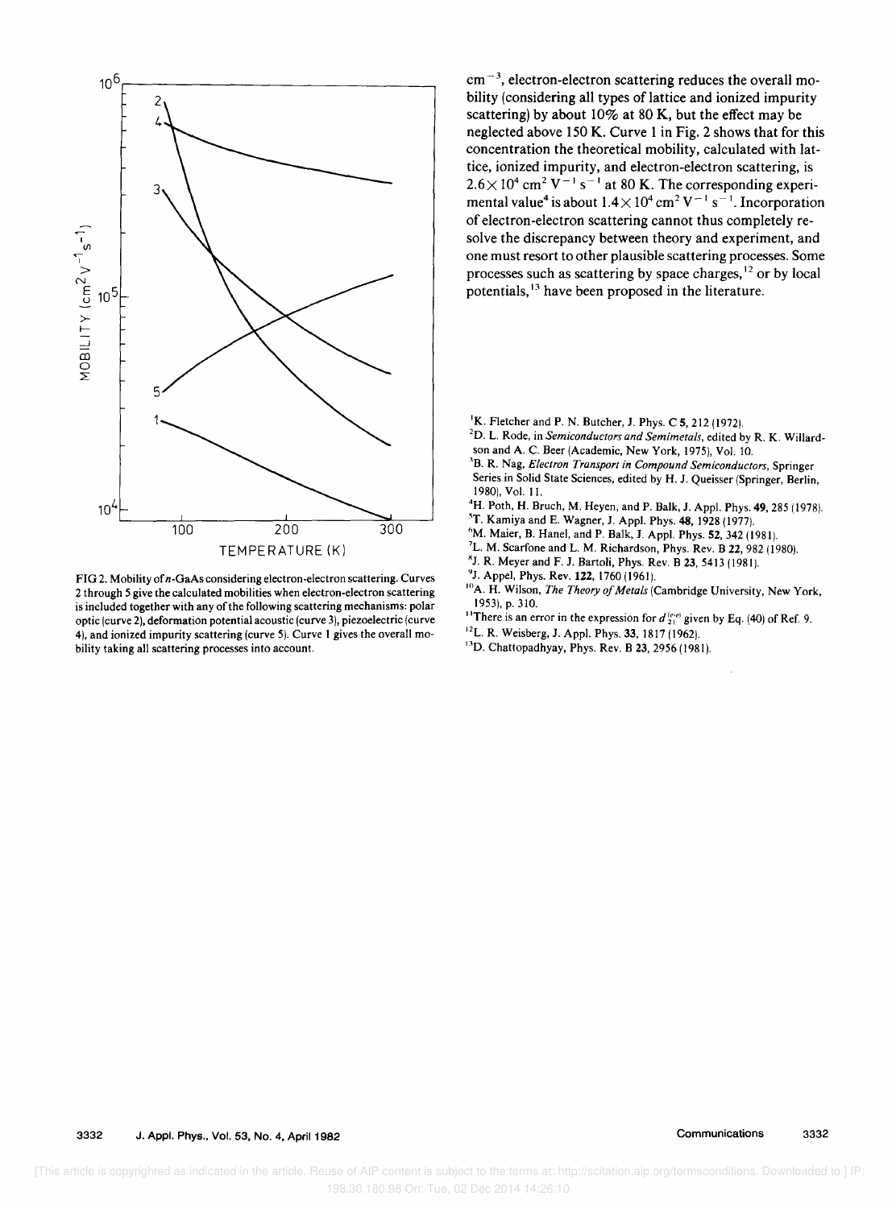$10^6$

2

4

3

5

1

$10^5$

$10^4$

MOBILITY ($cm^2 V^{-1} s^{-1}$)

100

200

300

TEMPERATURE (K)

FIG 2. Mobility of *n*-GaAs considering electron-electron scattering. Curves 2 through 5 give the calculated mobilities when electron-electron scattering is included together with any of the following scattering mechanisms: polar optic (curve 2), deformation potential acoustic (curve 3), piezoelectric (curve 4), and ionized impurity scattering (curve 5). Curve 1 gives the overall mobility taking all scattering processes into account.

$cm^{-3}$, electron-electron scattering reduces the overall mobility (considering all types of lattice and ionized impurity scattering) by about 10% at 80 K, but the effect may be neglected above 150 K. Curve 1 in Fig. 2 shows that for this concentration the theoretical mobility, calculated with lattice, ionized impurity, and electron-electron scattering, is $2.6 \times 10^4$ $cm^2 V^{-1} s^{-1}$ at 80 K. The corresponding experimental value[4] is about $1.4 \times 10^4$ $cm^2 V^{-1} s^{-1}$. Incorporation of electron-electron scattering cannot thus completely resolve the discrepancy between theory and experiment, and one must resort to other plausible scattering processes. Some processes such as scattering by space charges,[12] or by local potentials,[13] have been proposed in the literature.

[1] K. Fletcher and P. N. Butcher, J. Phys. C **5**, 212 (1972).

[2] D. L. Rode, in *Semiconductors and Semimetals*, edited by R. K. Willardson and A. C. Beer (Academic, New York, 1975), Vol. 10.

[3] B. R. Nag, *Electron Transport in Compound Semiconductors*, Springer Series in Solid State Sciences, edited by H. J. Queisser (Springer, Berlin, 1980), Vol. 11.

[4] H. Poth, H. Bruch, M. Heyen, and P. Balk, J. Appl. Phys. **49**, 285 (1978).

[5] T. Kamiya and E. Wagner, J. Appl. Phys. **48**, 1928 (1977).

[6] M. Maier, B. Hanel, and P. Balk, J. Appl. Phys. **52**, 342 (1981).

[7] L. M. Scarfone and L. M. Richardson, Phys. Rev. B **22**, 982 (1980).

[8] J. R. Meyer and F. J. Bartoli, Phys. Rev. B **23**, 5413 (1981).

[9] J. Appel, Phys. Rev. **122**, 1760 (1961).

[10] A. H. Wilson, *The Theory of Metals* (Cambridge University, New York, 1953), p. 310.

[11] There is an error in the expression for $d_{21}^{(e\text{-}e)}$ given by Eq. (40) of Ref. 9.

[12] L. R. Weisberg, J. Appl. Phys. **33**, 1817 (1962).

[13] D. Chattopadhyay, Phys. Rev. B **23**, 2956 (1981).